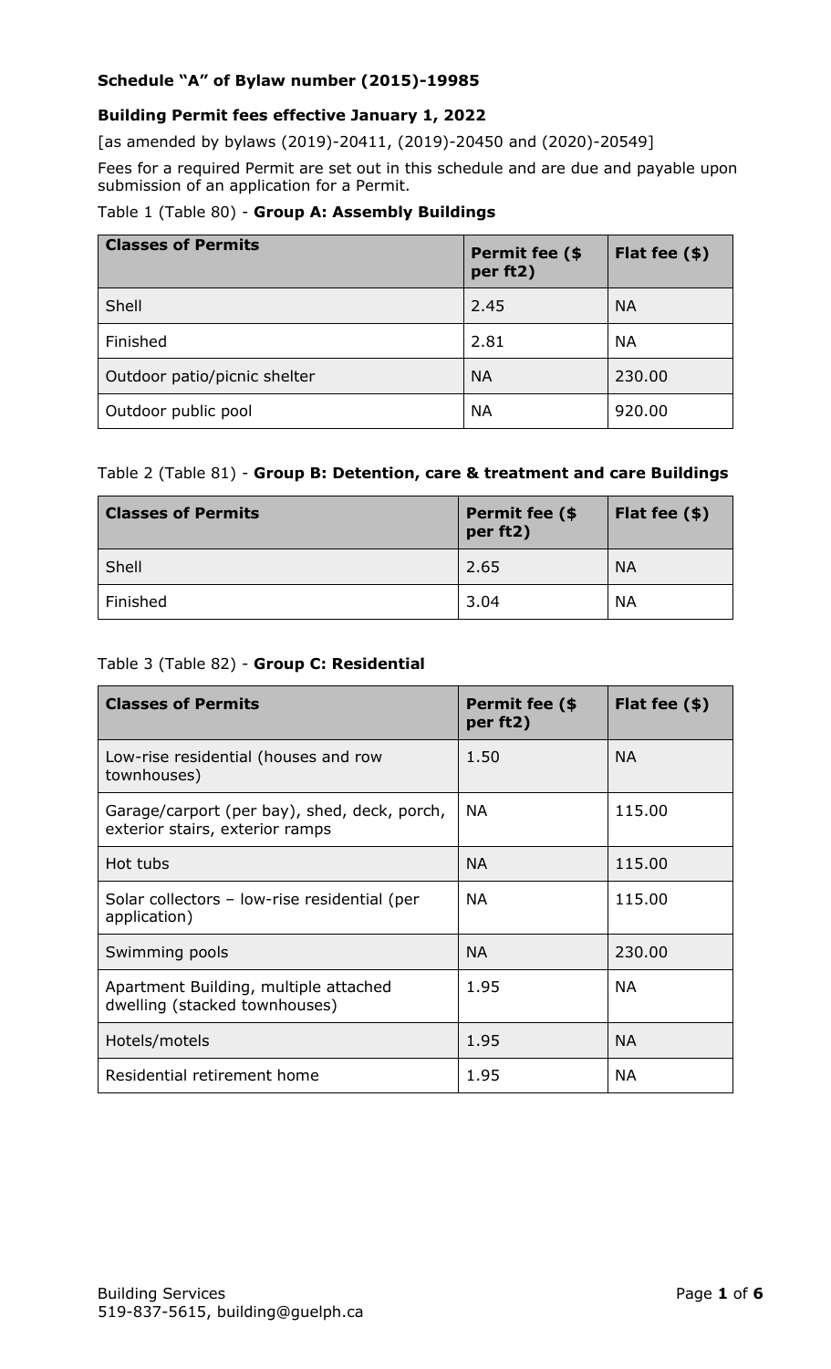**Schedule "A" of Bylaw number (2015)-19985**

**Building Permit fees effective January 1, 2022**

[as amended by bylaws (2019)-20411, (2019)-20450 and (2020)-20549]

Fees for a required Permit are set out in this schedule and are due and payable upon submission of an application for a Permit.

Table 1 (Table 80) - **Group A: Assembly Buildings**

| Classes of Permits | Permit fee ($ per ft2) | Flat fee ($) |
|---|---|---|
| Shell | 2.45 | NA |
| Finished | 2.81 | NA |
| Outdoor patio/picnic shelter | NA | 230.00 |
| Outdoor public pool | NA | 920.00 |

Table 2 (Table 81) - **Group B: Detention, care & treatment and care Buildings**

| Classes of Permits | Permit fee ($ per ft2) | Flat fee ($) |
|---|---|---|
| Shell | 2.65 | NA |
| Finished | 3.04 | NA |

Table 3 (Table 82) - **Group C: Residential**

| Classes of Permits | Permit fee ($ per ft2) | Flat fee ($) |
|---|---|---|
| Low-rise residential (houses and row townhouses) | 1.50 | NA |
| Garage/carport (per bay), shed, deck, porch, exterior stairs, exterior ramps | NA | 115.00 |
| Hot tubs | NA | 115.00 |
| Solar collectors – low-rise residential (per application) | NA | 115.00 |
| Swimming pools | NA | 230.00 |
| Apartment Building, multiple attached dwelling (stacked townhouses) | 1.95 | NA |
| Hotels/motels | 1.95 | NA |
| Residential retirement home | 1.95 | NA |

Building Services
519-837-5615, building@guelph.ca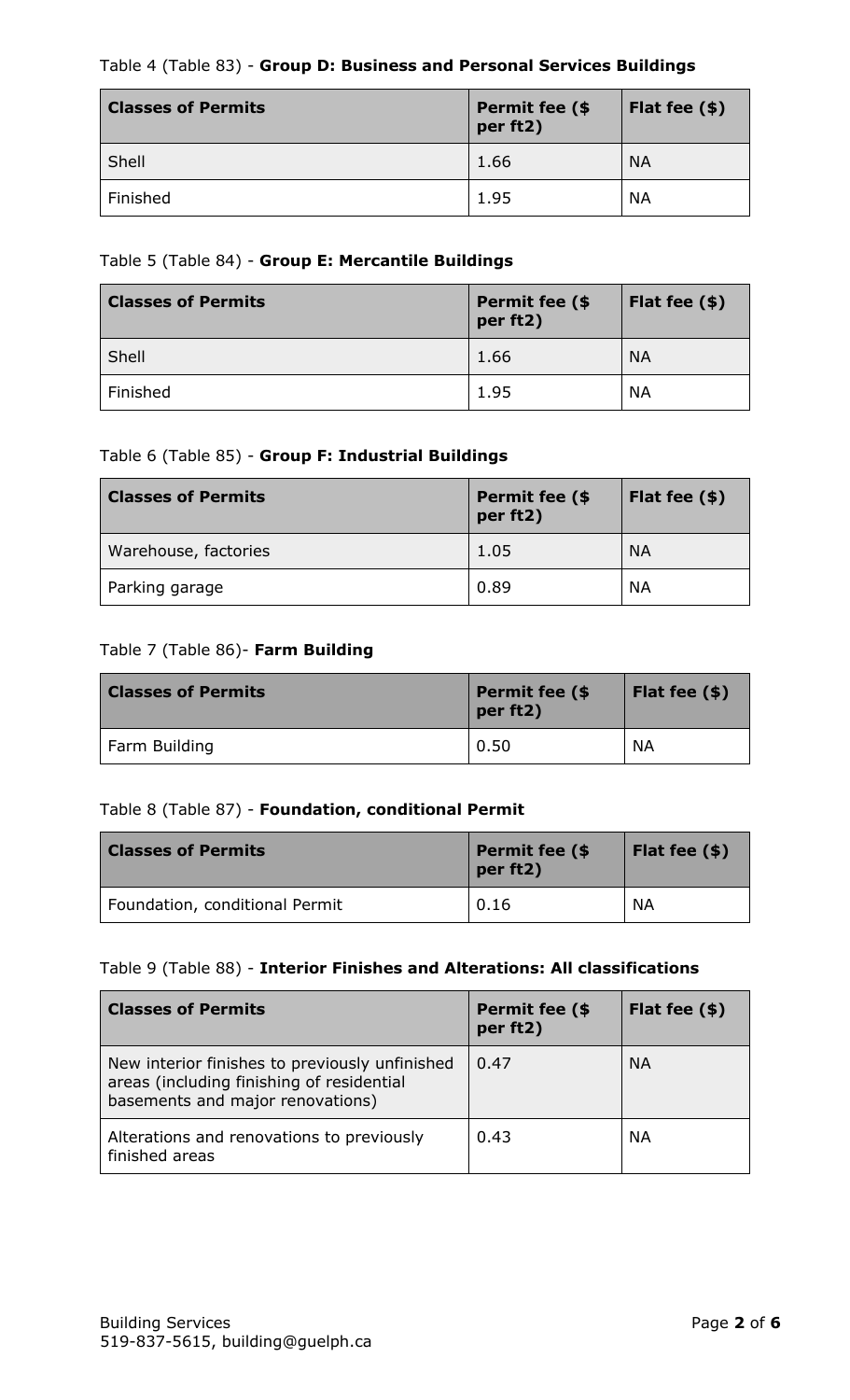Table 4 (Table 83) - **Group D: Business and Personal Services Buildings**

| Classes of Permits | Permit fee ($ per ft2) | Flat fee ($) |
|---|---|---|
| Shell | 1.66 | NA |
| Finished | 1.95 | NA |

Table 5 (Table 84) - **Group E: Mercantile Buildings**

| Classes of Permits | Permit fee ($ per ft2) | Flat fee ($) |
|---|---|---|
| Shell | 1.66 | NA |
| Finished | 1.95 | NA |

Table 6 (Table 85) - **Group F: Industrial Buildings**

| Classes of Permits | Permit fee ($ per ft2) | Flat fee ($) |
|---|---|---|
| Warehouse, factories | 1.05 | NA |
| Parking garage | 0.89 | NA |

Table 7 (Table 86)- **Farm Building**

| Classes of Permits | Permit fee ($ per ft2) | Flat fee ($) |
|---|---|---|
| Farm Building | 0.50 | NA |

Table 8 (Table 87) - **Foundation, conditional Permit**

| Classes of Permits | Permit fee ($ per ft2) | Flat fee ($) |
|---|---|---|
| Foundation, conditional Permit | 0.16 | NA |

Table 9 (Table 88) - **Interior Finishes and Alterations: All classifications**

| Classes of Permits | Permit fee ($ per ft2) | Flat fee ($) |
|---|---|---|
| New interior finishes to previously unfinished areas (including finishing of residential basements and major renovations) | 0.47 | NA |
| Alterations and renovations to previously finished areas | 0.43 | NA |

Building Services
519-837-5615, building@guelph.ca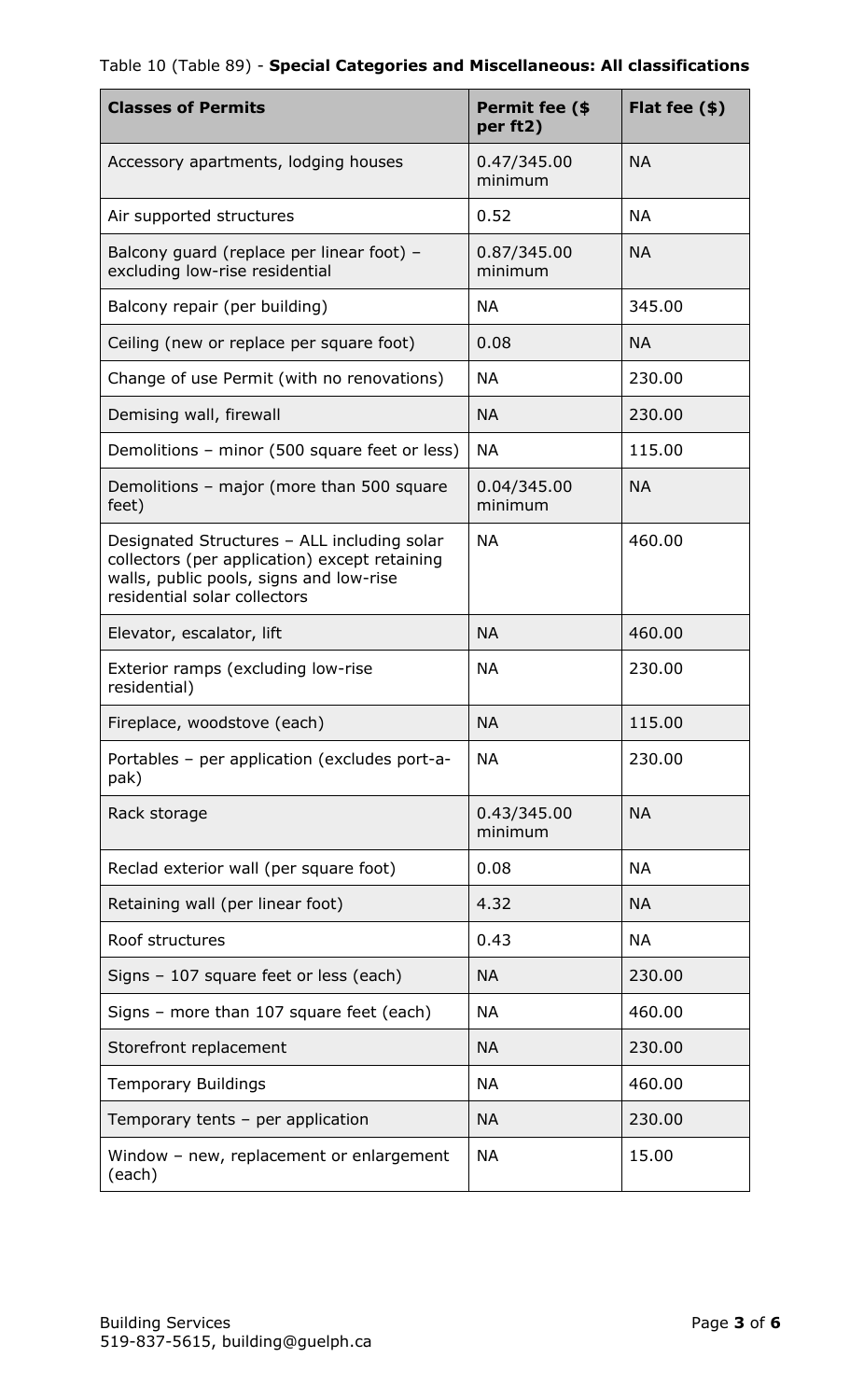Table 10 (Table 89) - **Special Categories and Miscellaneous: All classifications**

| Classes of Permits | Permit fee ($ per ft2) | Flat fee ($) |
|---|---|---|
| Accessory apartments, lodging houses | 0.47/345.00 minimum | NA |
| Air supported structures | 0.52 | NA |
| Balcony guard (replace per linear foot) – excluding low-rise residential | 0.87/345.00 minimum | NA |
| Balcony repair (per building) | NA | 345.00 |
| Ceiling (new or replace per square foot) | 0.08 | NA |
| Change of use Permit (with no renovations) | NA | 230.00 |
| Demising wall, firewall | NA | 230.00 |
| Demolitions – minor (500 square feet or less) | NA | 115.00 |
| Demolitions – major (more than 500 square feet) | 0.04/345.00 minimum | NA |
| Designated Structures – ALL including solar collectors (per application) except retaining walls, public pools, signs and low-rise residential solar collectors | NA | 460.00 |
| Elevator, escalator, lift | NA | 460.00 |
| Exterior ramps (excluding low-rise residential) | NA | 230.00 |
| Fireplace, woodstove (each) | NA | 115.00 |
| Portables – per application (excludes port-a-pak) | NA | 230.00 |
| Rack storage | 0.43/345.00 minimum | NA |
| Reclad exterior wall (per square foot) | 0.08 | NA |
| Retaining wall (per linear foot) | 4.32 | NA |
| Roof structures | 0.43 | NA |
| Signs – 107 square feet or less (each) | NA | 230.00 |
| Signs – more than 107 square feet (each) | NA | 460.00 |
| Storefront replacement | NA | 230.00 |
| Temporary Buildings | NA | 460.00 |
| Temporary tents – per application | NA | 230.00 |
| Window – new, replacement or enlargement (each) | NA | 15.00 |

Building Services
519-837-5615, building@guelph.ca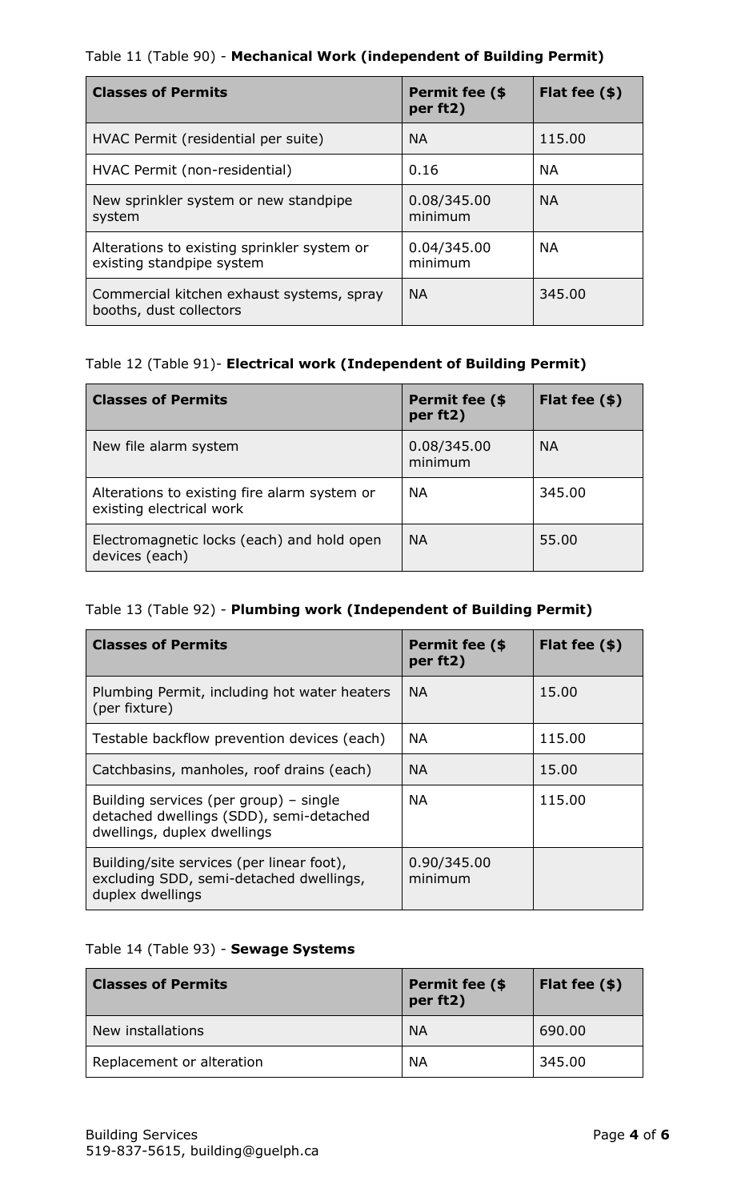Table 11 (Table 90) - **Mechanical Work (independent of Building Permit)**

| Classes of Permits | Permit fee ($ per ft2) | Flat fee ($) |
|---|---|---|
| HVAC Permit (residential per suite) | NA | 115.00 |
| HVAC Permit (non-residential) | 0.16 | NA |
| New sprinkler system or new standpipe system | 0.08/345.00 minimum | NA |
| Alterations to existing sprinkler system or existing standpipe system | 0.04/345.00 minimum | NA |
| Commercial kitchen exhaust systems, spray booths, dust collectors | NA | 345.00 |

Table 12 (Table 91)- **Electrical work (Independent of Building Permit)**

| Classes of Permits | Permit fee ($ per ft2) | Flat fee ($) |
|---|---|---|
| New file alarm system | 0.08/345.00 minimum | NA |
| Alterations to existing fire alarm system or existing electrical work | NA | 345.00 |
| Electromagnetic locks (each) and hold open devices (each) | NA | 55.00 |

Table 13 (Table 92) - **Plumbing work (Independent of Building Permit)**

| Classes of Permits | Permit fee ($ per ft2) | Flat fee ($) |
|---|---|---|
| Plumbing Permit, including hot water heaters (per fixture) | NA | 15.00 |
| Testable backflow prevention devices (each) | NA | 115.00 |
| Catchbasins, manholes, roof drains (each) | NA | 15.00 |
| Building services (per group) – single detached dwellings (SDD), semi-detached dwellings, duplex dwellings | NA | 115.00 |
| Building/site services (per linear foot), excluding SDD, semi-detached dwellings, duplex dwellings | 0.90/345.00 minimum | |

Table 14 (Table 93) - **Sewage Systems**

| Classes of Permits | Permit fee ($ per ft2) | Flat fee ($) |
|---|---|---|
| New installations | NA | 690.00 |
| Replacement or alteration | NA | 345.00 |

Building Services
519-837-5615, building@guelph.ca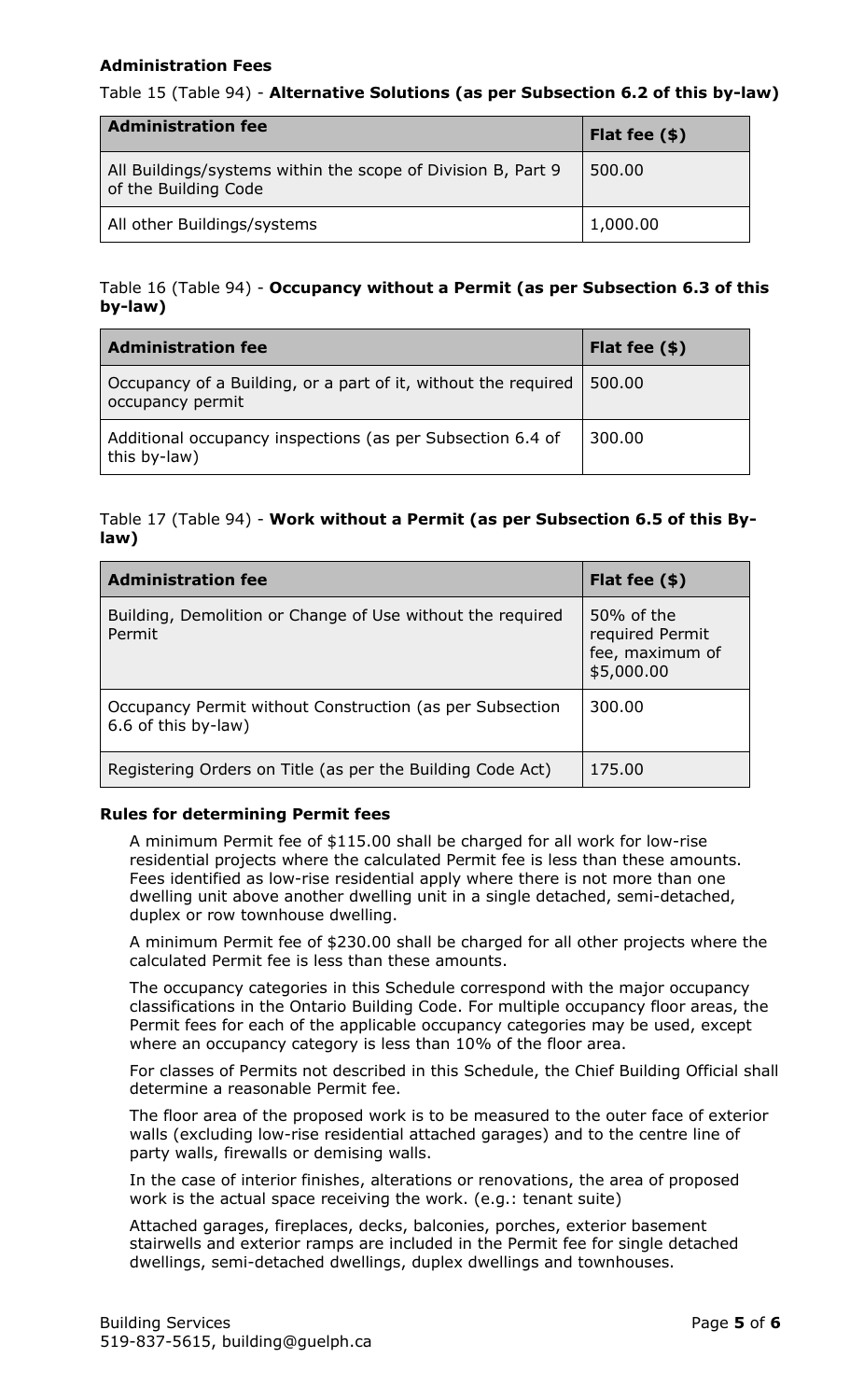**Administration Fees**

Table 15 (Table 94) - **Alternative Solutions (as per Subsection 6.2 of this by-law)**

| Administration fee | Flat fee ($) |
| --- | --- |
| All Buildings/systems within the scope of Division B, Part 9 of the Building Code | 500.00 |
| All other Buildings/systems | 1,000.00 |

Table 16 (Table 94) - **Occupancy without a Permit (as per Subsection 6.3 of this by-law)**

| Administration fee | Flat fee ($) |
| --- | --- |
| Occupancy of a Building, or a part of it, without the required occupancy permit | 500.00 |
| Additional occupancy inspections (as per Subsection 6.4 of this by-law) | 300.00 |

Table 17 (Table 94) - **Work without a Permit (as per Subsection 6.5 of this By-law)**

| Administration fee | Flat fee ($) |
| --- | --- |
| Building, Demolition or Change of Use without the required Permit | 50% of the required Permit fee, maximum of $5,000.00 |
| Occupancy Permit without Construction (as per Subsection 6.6 of this by-law) | 300.00 |
| Registering Orders on Title (as per the Building Code Act) | 175.00 |

**Rules for determining Permit fees**

A minimum Permit fee of $115.00 shall be charged for all work for low-rise residential projects where the calculated Permit fee is less than these amounts. Fees identified as low-rise residential apply where there is not more than one dwelling unit above another dwelling unit in a single detached, semi-detached, duplex or row townhouse dwelling.

A minimum Permit fee of $230.00 shall be charged for all other projects where the calculated Permit fee is less than these amounts.

The occupancy categories in this Schedule correspond with the major occupancy classifications in the Ontario Building Code. For multiple occupancy floor areas, the Permit fees for each of the applicable occupancy categories may be used, except where an occupancy category is less than 10% of the floor area.

For classes of Permits not described in this Schedule, the Chief Building Official shall determine a reasonable Permit fee.

The floor area of the proposed work is to be measured to the outer face of exterior walls (excluding low-rise residential attached garages) and to the centre line of party walls, firewalls or demising walls.

In the case of interior finishes, alterations or renovations, the area of proposed work is the actual space receiving the work. (e.g.: tenant suite)

Attached garages, fireplaces, decks, balconies, porches, exterior basement stairwells and exterior ramps are included in the Permit fee for single detached dwellings, semi-detached dwellings, duplex dwellings and townhouses.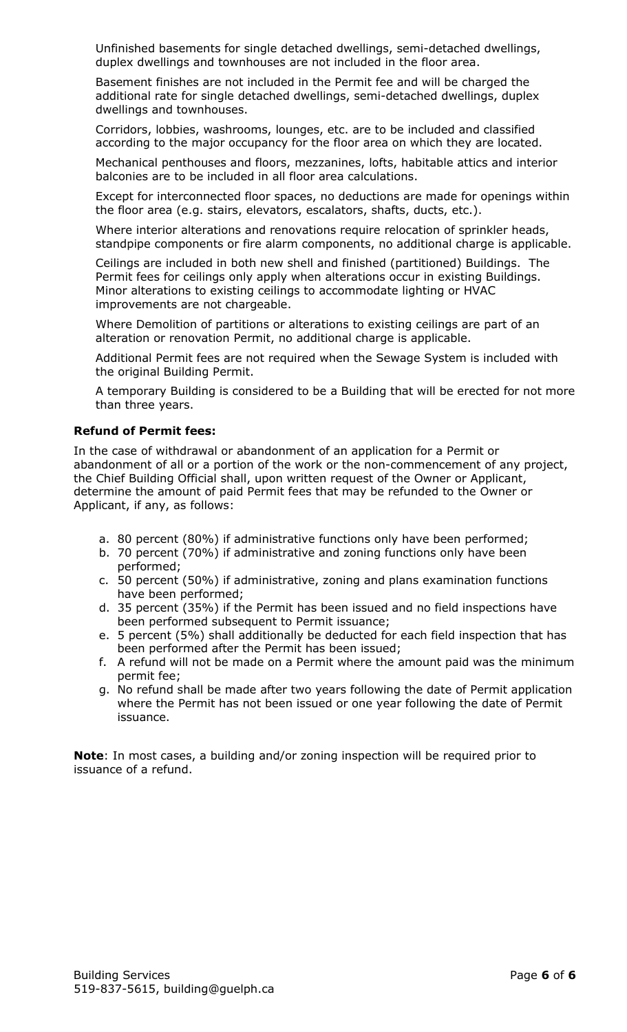Unfinished basements for single detached dwellings, semi-detached dwellings, duplex dwellings and townhouses are not included in the floor area.

Basement finishes are not included in the Permit fee and will be charged the additional rate for single detached dwellings, semi-detached dwellings, duplex dwellings and townhouses.

Corridors, lobbies, washrooms, lounges, etc. are to be included and classified according to the major occupancy for the floor area on which they are located.

Mechanical penthouses and floors, mezzanines, lofts, habitable attics and interior balconies are to be included in all floor area calculations.

Except for interconnected floor spaces, no deductions are made for openings within the floor area (e.g. stairs, elevators, escalators, shafts, ducts, etc.).

Where interior alterations and renovations require relocation of sprinkler heads, standpipe components or fire alarm components, no additional charge is applicable.

Ceilings are included in both new shell and finished (partitioned) Buildings. The Permit fees for ceilings only apply when alterations occur in existing Buildings. Minor alterations to existing ceilings to accommodate lighting or HVAC improvements are not chargeable.

Where Demolition of partitions or alterations to existing ceilings are part of an alteration or renovation Permit, no additional charge is applicable.

Additional Permit fees are not required when the Sewage System is included with the original Building Permit.

A temporary Building is considered to be a Building that will be erected for not more than three years.

**Refund of Permit fees:**

In the case of withdrawal or abandonment of an application for a Permit or abandonment of all or a portion of the work or the non-commencement of any project, the Chief Building Official shall, upon written request of the Owner or Applicant, determine the amount of paid Permit fees that may be refunded to the Owner or Applicant, if any, as follows:

a. 80 percent (80%) if administrative functions only have been performed;
b. 70 percent (70%) if administrative and zoning functions only have been performed;
c. 50 percent (50%) if administrative, zoning and plans examination functions have been performed;
d. 35 percent (35%) if the Permit has been issued and no field inspections have been performed subsequent to Permit issuance;
e. 5 percent (5%) shall additionally be deducted for each field inspection that has been performed after the Permit has been issued;
f. A refund will not be made on a Permit where the amount paid was the minimum permit fee;
g. No refund shall be made after two years following the date of Permit application where the Permit has not been issued or one year following the date of Permit issuance.

**Note**: In most cases, a building and/or zoning inspection will be required prior to issuance of a refund.

Building Services
519-837-5615, building@guelph.ca